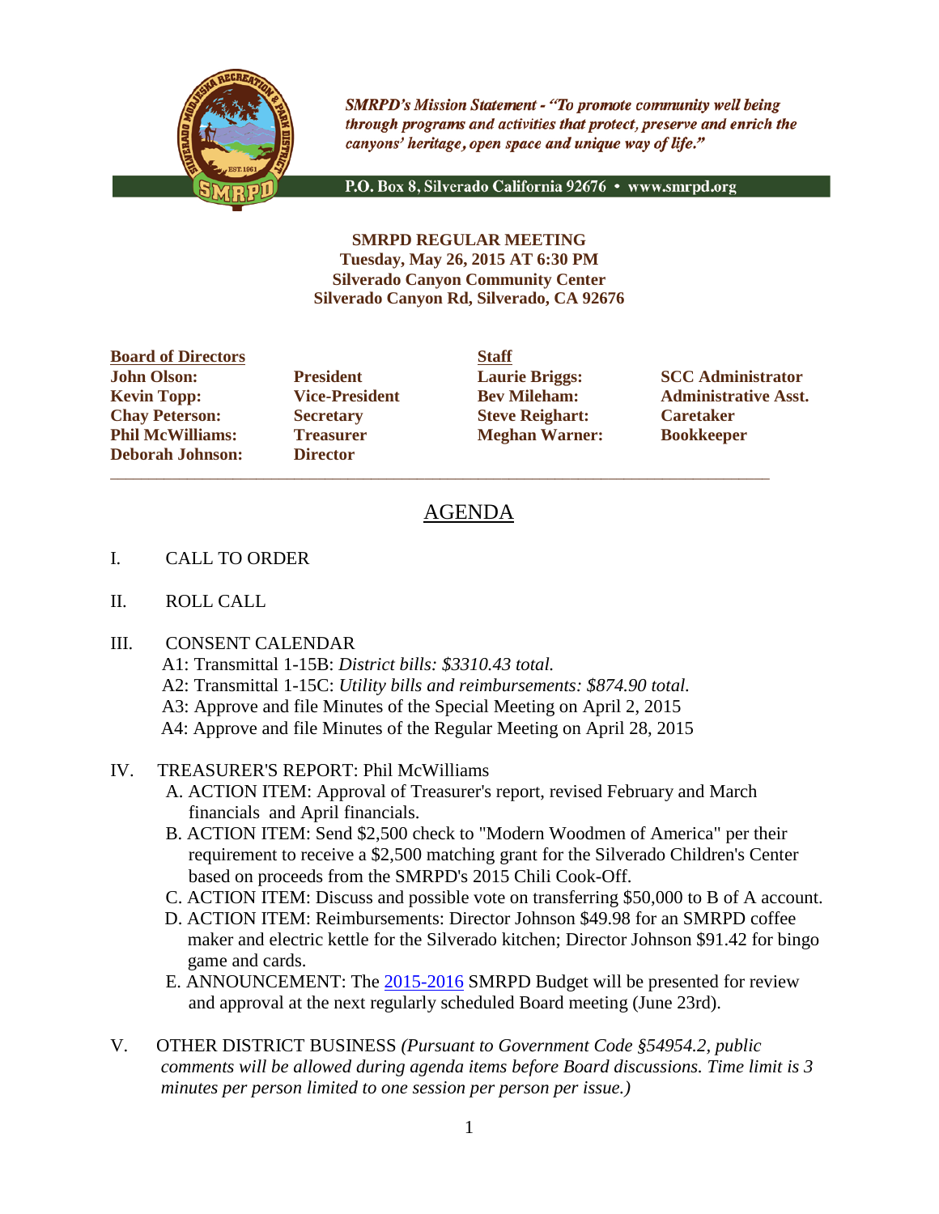*SMRPD's Mission Statement - "To promote community well being through programs and activities that protect, preserve and enrich the canyons' heritage, open space and unique way of life."*

P.O. Box 8, Silverado California 92676 • www.smrpd.org

**SMRPD REGULAR MEETING**
**Tuesday, May 26, 2015 AT 6:30 PM**
**Silverado Canyon Community Center**
**Silverado Canyon Rd, Silverado, CA 92676**

| **Board of Directors** | | **Staff** | |
|---|---|---|---|
| **John Olson:** | **President** | **Laurie Briggs:** | **SCC Administrator** |
| **Kevin Topp:** | **Vice-President** | **Bev Mileham:** | **Administrative Asst.** |
| **Chay Peterson:** | **Secretary** | **Steve Reighart:** | **Caretaker** |
| **Phil McWilliams:** | **Treasurer** | **Meghan Warner:** | **Bookkeeper** |
| **Deborah Johnson:** | **Director** | | |

# AGENDA

I. CALL TO ORDER

II. ROLL CALL

III. CONSENT CALENDAR
- A1: Transmittal 1-15B: *District bills: $3310.43 total.*
- A2: Transmittal 1-15C: *Utility bills and reimbursements: $874.90 total.*
- A3: Approve and file Minutes of the Special Meeting on April 2, 2015
- A4: Approve and file Minutes of the Regular Meeting on April 28, 2015

IV. TREASURER'S REPORT: Phil McWilliams
- A. ACTION ITEM: Approval of Treasurer's report, revised February and March financials and April financials.
- B. ACTION ITEM: Send $2,500 check to "Modern Woodmen of America" per their requirement to receive a $2,500 matching grant for the Silverado Children's Center based on proceeds from the SMRPD's 2015 Chili Cook-Off.
- C. ACTION ITEM: Discuss and possible vote on transferring $50,000 to B of A account.
- D. ACTION ITEM: Reimbursements: Director Johnson $49.98 for an SMRPD coffee maker and electric kettle for the Silverado kitchen; Director Johnson $91.42 for bingo game and cards.
- E. ANNOUNCEMENT: The 2015-2016 SMRPD Budget will be presented for review and approval at the next regularly scheduled Board meeting (June 23rd).

V. OTHER DISTRICT BUSINESS *(Pursuant to Government Code §54954.2, public comments will be allowed during agenda items before Board discussions. Time limit is 3 minutes per person limited to one session per person per issue.)*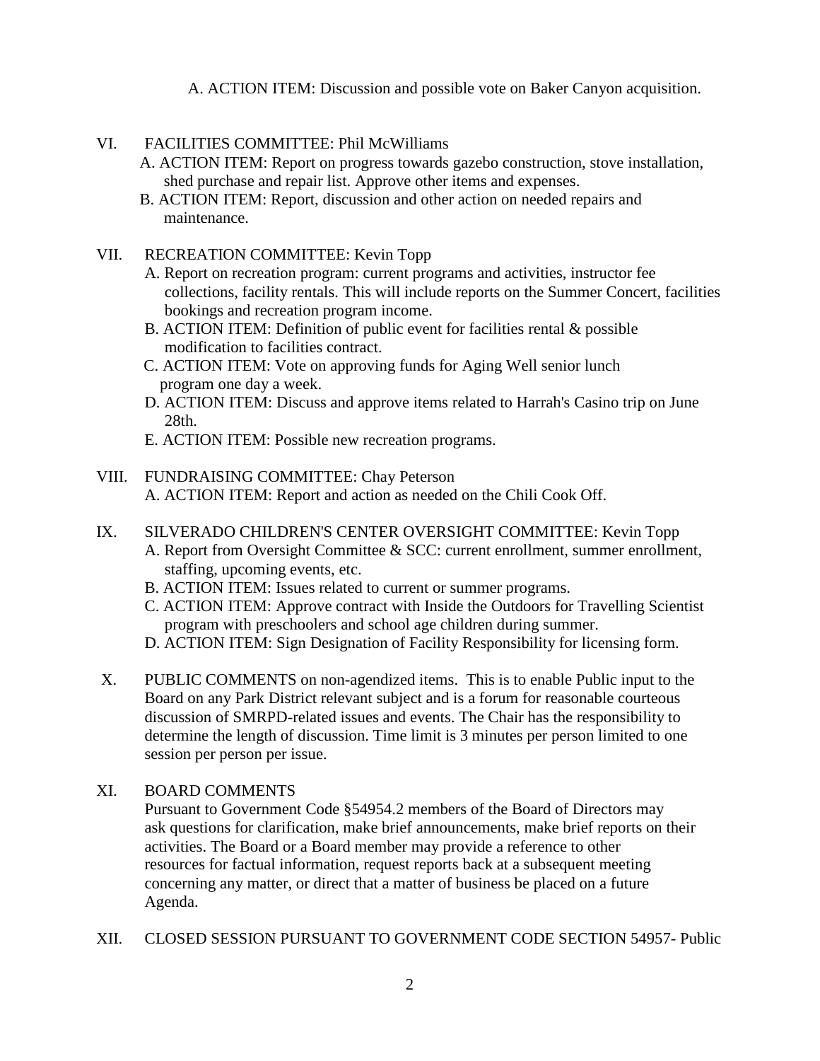A. ACTION ITEM: Discussion and possible vote on Baker Canyon acquisition.

VI. FACILITIES COMMITTEE: Phil McWilliams

A. ACTION ITEM: Report on progress towards gazebo construction, stove installation, shed purchase and repair list. Approve other items and expenses.

B. ACTION ITEM: Report, discussion and other action on needed repairs and maintenance.

VII. RECREATION COMMITTEE: Kevin Topp

A. Report on recreation program: current programs and activities, instructor fee collections, facility rentals. This will include reports on the Summer Concert, facilities bookings and recreation program income.

B. ACTION ITEM: Definition of public event for facilities rental & possible modification to facilities contract.

C. ACTION ITEM: Vote on approving funds for Aging Well senior lunch program one day a week.

D. ACTION ITEM: Discuss and approve items related to Harrah's Casino trip on June 28th.

E. ACTION ITEM: Possible new recreation programs.

VIII. FUNDRAISING COMMITTEE: Chay Peterson

A. ACTION ITEM: Report and action as needed on the Chili Cook Off.

IX. SILVERADO CHILDREN'S CENTER OVERSIGHT COMMITTEE: Kevin Topp

A. Report from Oversight Committee & SCC: current enrollment, summer enrollment, staffing, upcoming events, etc.

B. ACTION ITEM: Issues related to current or summer programs.

C. ACTION ITEM: Approve contract with Inside the Outdoors for Travelling Scientist program with preschoolers and school age children during summer.

D. ACTION ITEM: Sign Designation of Facility Responsibility for licensing form.

X. PUBLIC COMMENTS on non-agendized items. This is to enable Public input to the Board on any Park District relevant subject and is a forum for reasonable courteous discussion of SMRPD-related issues and events. The Chair has the responsibility to determine the length of discussion. Time limit is 3 minutes per person limited to one session per person per issue.

XI. BOARD COMMENTS

Pursuant to Government Code §54954.2 members of the Board of Directors may ask questions for clarification, make brief announcements, make brief reports on their activities. The Board or a Board member may provide a reference to other resources for factual information, request reports back at a subsequent meeting concerning any matter, or direct that a matter of business be placed on a future Agenda.

XII. CLOSED SESSION PURSUANT TO GOVERNMENT CODE SECTION 54957- Public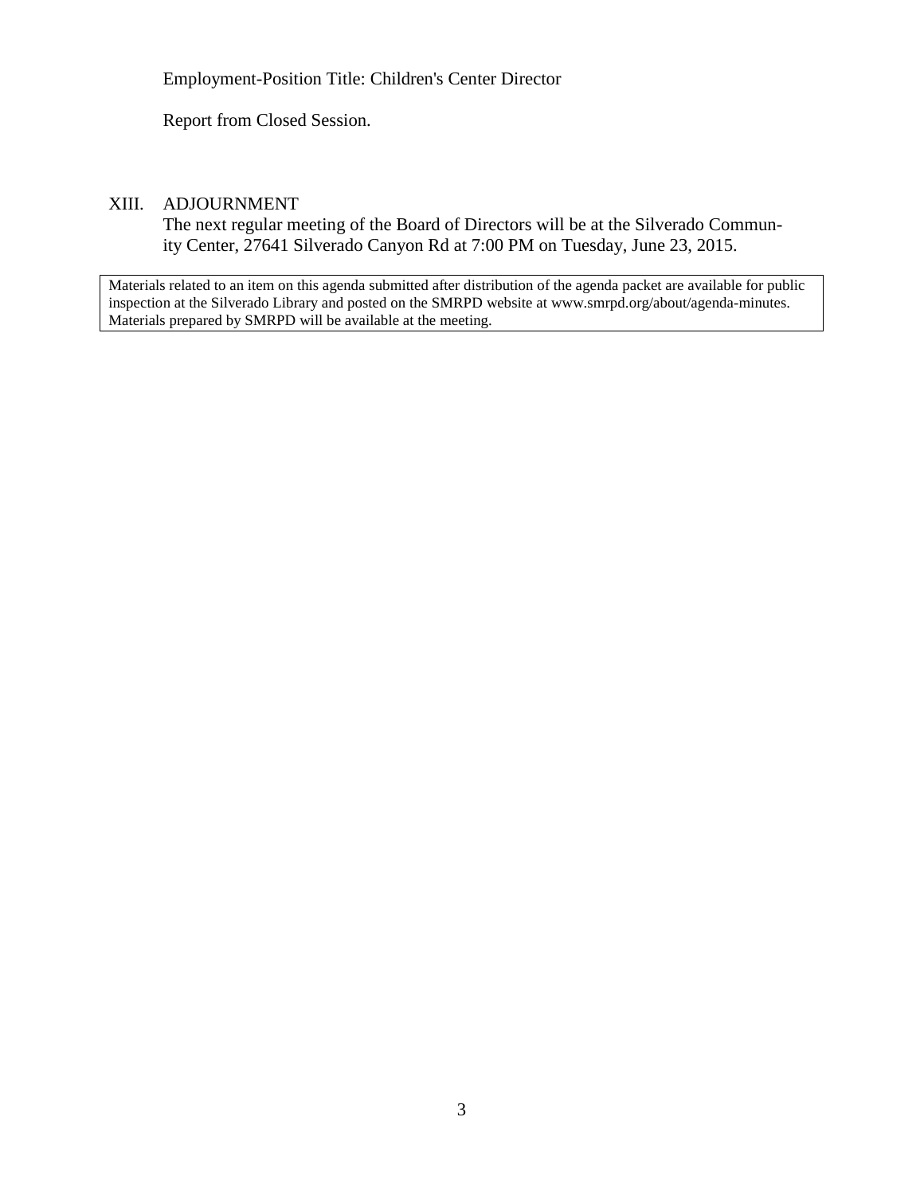Employment-Position Title: Children's Center Director

Report from Closed Session.

XIII. ADJOURNMENT

The next regular meeting of the Board of Directors will be at the Silverado Community Center, 27641 Silverado Canyon Rd at 7:00 PM on Tuesday, June 23, 2015.

| |
|---|
| Materials related to an item on this agenda submitted after distribution of the agenda packet are available for public inspection at the Silverado Library and posted on the SMRPD website at www.smrpd.org/about/agenda-minutes. Materials prepared by SMRPD will be available at the meeting. |